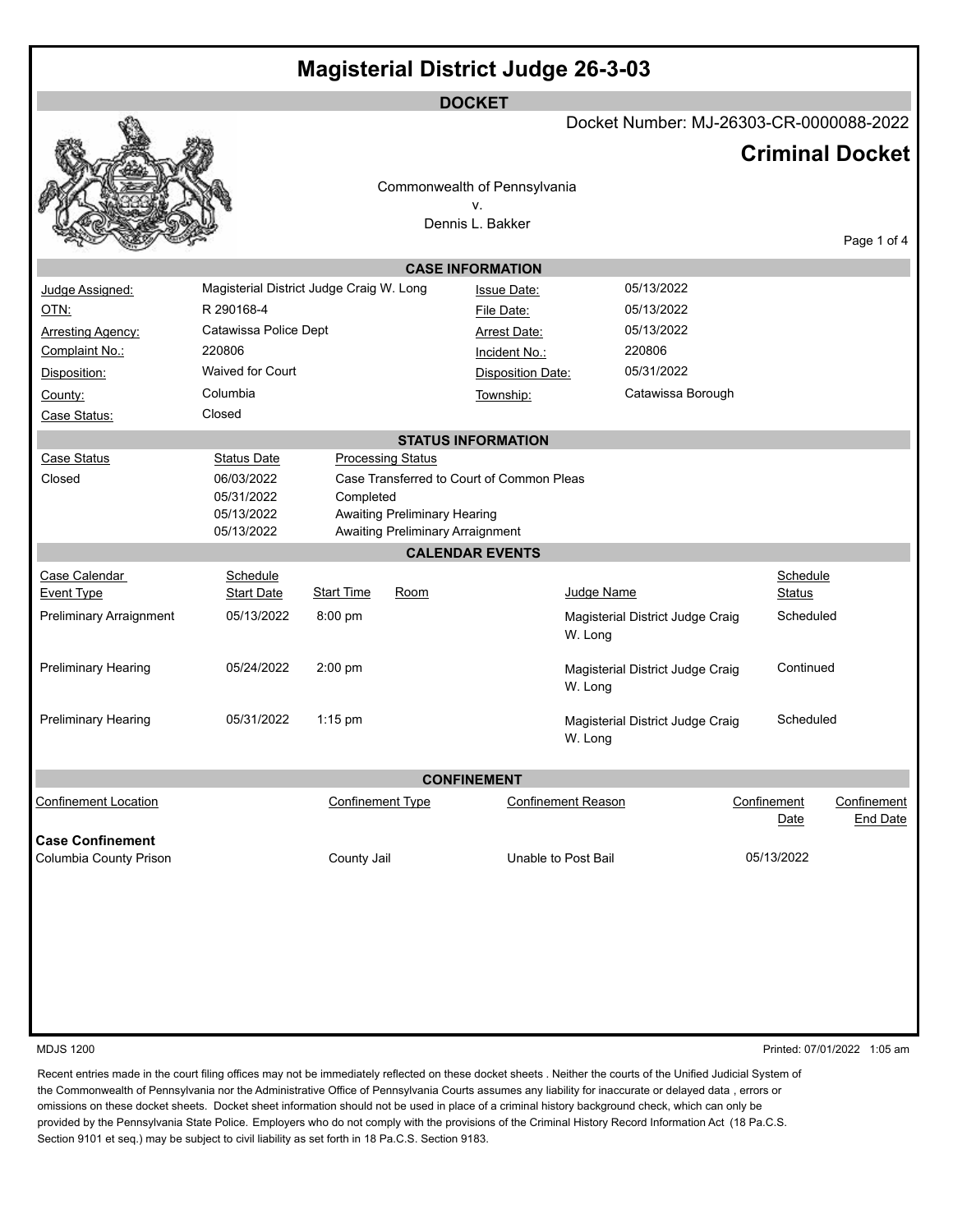# Magisterial District Judge 26-3-03

## DOCKET

Docket Number: MJ-26303-CR-0000088-2022

## Criminal Docket

Commonwealth of Pennsylvania
v.
Dennis L. Bakker

### CASE INFORMATION

| | | | |
|---|---|---|---|
| Judge Assigned: | Magisterial District Judge Craig W. Long | Issue Date: | 05/13/2022 |
| OTN: | R 290168-4 | File Date: | 05/13/2022 |
| Arresting Agency: | Catawissa Police Dept | Arrest Date: | 05/13/2022 |
| Complaint No.: | 220806 | Incident No.: | 220806 |
| Disposition: | Waived for Court | Disposition Date: | 05/31/2022 |
| County: | Columbia | Township: | Catawissa Borough |
| Case Status: | Closed | | |

### STATUS INFORMATION

| Case Status | Status Date | Processing Status |
|---|---|---|
| Closed | 06/03/2022 | Case Transferred to Court of Common Pleas |
| | 05/31/2022 | Completed |
| | 05/13/2022 | Awaiting Preliminary Hearing |
| | 05/13/2022 | Awaiting Preliminary Arraignment |

### CALENDAR EVENTS

| Case Calendar Event Type | Schedule Start Date | Start Time | Room | Judge Name | Schedule Status |
|---|---|---|---|---|---|
| Preliminary Arraignment | 05/13/2022 | 8:00 pm | | Magisterial District Judge Craig W. Long | Scheduled |
| Preliminary Hearing | 05/24/2022 | 2:00 pm | | Magisterial District Judge Craig W. Long | Continued |
| Preliminary Hearing | 05/31/2022 | 1:15 pm | | Magisterial District Judge Craig W. Long | Scheduled |

### CONFINEMENT

| Confinement Location | Confinement Type | Confinement Reason | Confinement Date | Confinement End Date |
|---|---|---|---|---|
| **Case Confinement** | | | | |
| Columbia County Prison | County Jail | Unable to Post Bail | 05/13/2022 | |

MDJS 1200

Printed: 07/01/2022 1:05 am

Recent entries made in the court filing offices may not be immediately reflected on these docket sheets . Neither the courts of the Unified Judicial System of the Commonwealth of Pennsylvania nor the Administrative Office of Pennsylvania Courts assumes any liability for inaccurate or delayed data , errors or omissions on these docket sheets. Docket sheet information should not be used in place of a criminal history background check, which can only be provided by the Pennsylvania State Police. Employers who do not comply with the provisions of the Criminal History Record Information Act (18 Pa.C.S. Section 9101 et seq.) may be subject to civil liability as set forth in 18 Pa.C.S. Section 9183.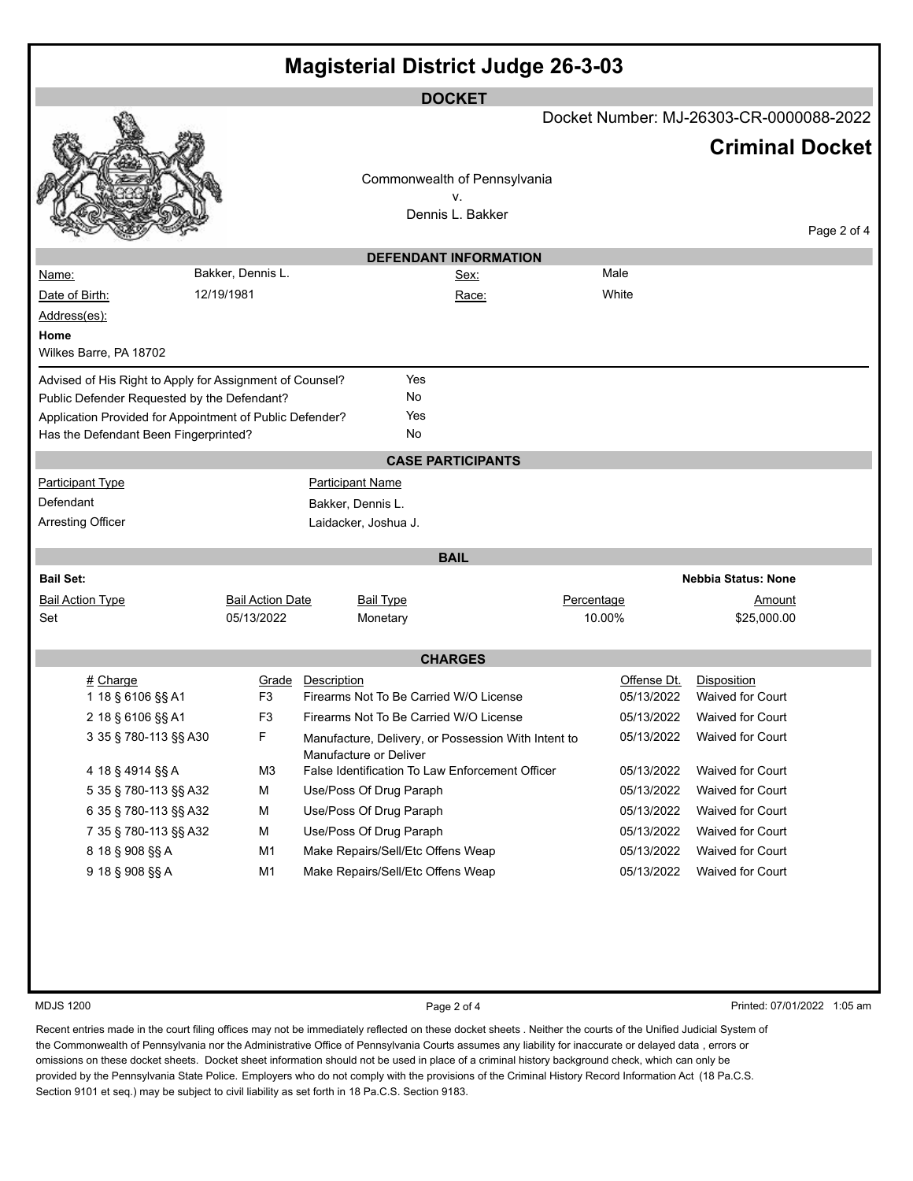# Magisterial District Judge 26-3-03

## DOCKET

Docket Number: MJ-26303-CR-0000088-2022

**Criminal Docket**

Commonwealth of Pennsylvania
v.
Dennis L. Bakker

### DEFENDANT INFORMATION

| | | | |
|---|---|---|---|
| Name: | Bakker, Dennis L. | Sex: | Male |
| Date of Birth: | 12/19/1981 | Race: | White |

Address(es):

**Home**
Wilkes Barre, PA 18702

| | |
|---|---|
| Advised of His Right to Apply for Assignment of Counsel? | Yes |
| Public Defender Requested by the Defendant? | No |
| Application Provided for Appointment of Public Defender? | Yes |
| Has the Defendant Been Fingerprinted? | No |

### CASE PARTICIPANTS

| Participant Type | Participant Name |
|---|---|
| Defendant | Bakker, Dennis L. |
| Arresting Officer | Laidacker, Joshua J. |

### BAIL

**Bail Set:** **Nebbia Status: None**

| Bail Action Type | Bail Action Date | Bail Type | Percentage | Amount |
|---|---|---|---|---|
| Set | 05/13/2022 | Monetary | 10.00% | $25,000.00 |

### CHARGES

| # | Charge | Grade | Description | Offense Dt. | Disposition |
|---|---|---|---|---|---|
| 1 | 18 § 6106 §§ A1 | F3 | Firearms Not To Be Carried W/O License | 05/13/2022 | Waived for Court |
| 2 | 18 § 6106 §§ A1 | F3 | Firearms Not To Be Carried W/O License | 05/13/2022 | Waived for Court |
| 3 | 35 § 780-113 §§ A30 | F | Manufacture, Delivery, or Possession With Intent to Manufacture or Deliver | 05/13/2022 | Waived for Court |
| 4 | 18 § 4914 §§ A | M3 | False Identification To Law Enforcement Officer | 05/13/2022 | Waived for Court |
| 5 | 35 § 780-113 §§ A32 | M | Use/Poss Of Drug Paraph | 05/13/2022 | Waived for Court |
| 6 | 35 § 780-113 §§ A32 | M | Use/Poss Of Drug Paraph | 05/13/2022 | Waived for Court |
| 7 | 35 § 780-113 §§ A32 | M | Use/Poss Of Drug Paraph | 05/13/2022 | Waived for Court |
| 8 | 18 § 908 §§ A | M1 | Make Repairs/Sell/Etc Offens Weap | 05/13/2022 | Waived for Court |
| 9 | 18 § 908 §§ A | M1 | Make Repairs/Sell/Etc Offens Weap | 05/13/2022 | Waived for Court |

MDJS 1200 — Printed: 07/01/2022 1:05 am

Recent entries made in the court filing offices may not be immediately reflected on these docket sheets . Neither the courts of the Unified Judicial System of the Commonwealth of Pennsylvania nor the Administrative Office of Pennsylvania Courts assumes any liability for inaccurate or delayed data , errors or omissions on these docket sheets. Docket sheet information should not be used in place of a criminal history background check, which can only be provided by the Pennsylvania State Police. Employers who do not comply with the provisions of the Criminal History Record Information Act (18 Pa.C.S. Section 9101 et seq.) may be subject to civil liability as set forth in 18 Pa.C.S. Section 9183.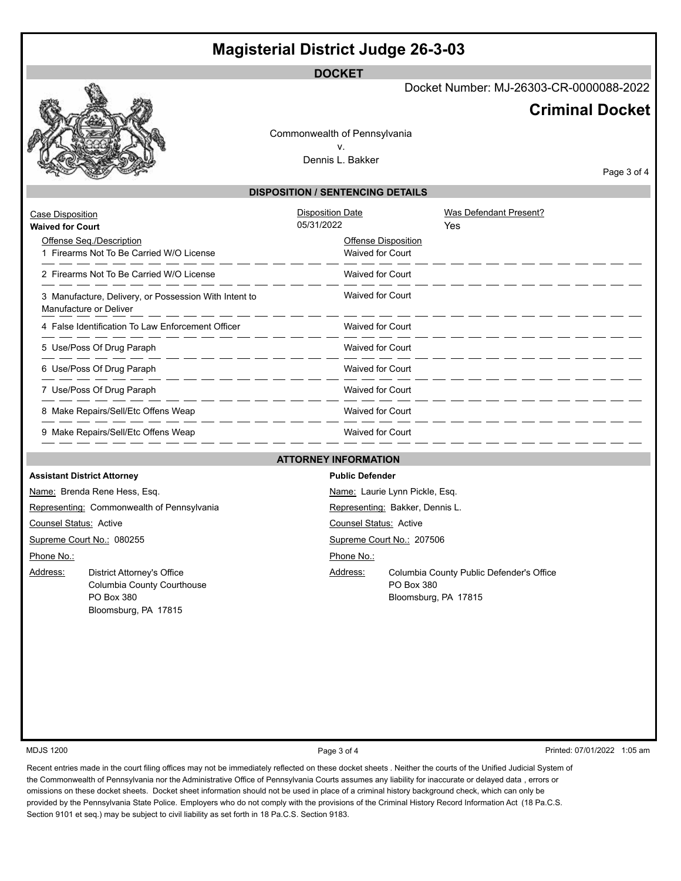# Magisterial District Judge 26-3-03

## DOCKET

Docket Number: MJ-26303-CR-0000088-2022

## Criminal Docket

Commonwealth of Pennsylvania
v.
Dennis L. Bakker

### DISPOSITION / SENTENCING DETAILS

| Case Disposition | Disposition Date | Was Defendant Present? |
|---|---|---|
| **Waived for Court** | 05/31/2022 | Yes |

| Offense Seq./Description | Offense Disposition |
|---|---|
| 1 Firearms Not To Be Carried W/O License | Waived for Court |
| 2 Firearms Not To Be Carried W/O License | Waived for Court |
| 3 Manufacture, Delivery, or Possession With Intent to Manufacture or Deliver | Waived for Court |
| 4 False Identification To Law Enforcement Officer | Waived for Court |
| 5 Use/Poss Of Drug Paraph | Waived for Court |
| 6 Use/Poss Of Drug Paraph | Waived for Court |
| 7 Use/Poss Of Drug Paraph | Waived for Court |
| 8 Make Repairs/Sell/Etc Offens Weap | Waived for Court |
| 9 Make Repairs/Sell/Etc Offens Weap | Waived for Court |

### ATTORNEY INFORMATION

**Assistant District Attorney**

Name: Brenda Rene Hess, Esq.
Representing: Commonwealth of Pennsylvania
Counsel Status: Active
Supreme Court No.: 080255
Phone No.:
Address: District Attorney's Office
Columbia County Courthouse
PO Box 380
Bloomsburg, PA 17815

**Public Defender**

Name: Laurie Lynn Pickle, Esq.
Representing: Bakker, Dennis L.
Counsel Status: Active
Supreme Court No.: 207506
Phone No.:
Address: Columbia County Public Defender's Office
PO Box 380
Bloomsburg, PA 17815

MDJS 1200

Printed: 07/01/2022 1:05 am

Recent entries made in the court filing offices may not be immediately reflected on these docket sheets . Neither the courts of the Unified Judicial System of the Commonwealth of Pennsylvania nor the Administrative Office of Pennsylvania Courts assumes any liability for inaccurate or delayed data , errors or omissions on these docket sheets. Docket sheet information should not be used in place of a criminal history background check, which can only be provided by the Pennsylvania State Police. Employers who do not comply with the provisions of the Criminal History Record Information Act (18 Pa.C.S. Section 9101 et seq.) may be subject to civil liability as set forth in 18 Pa.C.S. Section 9183.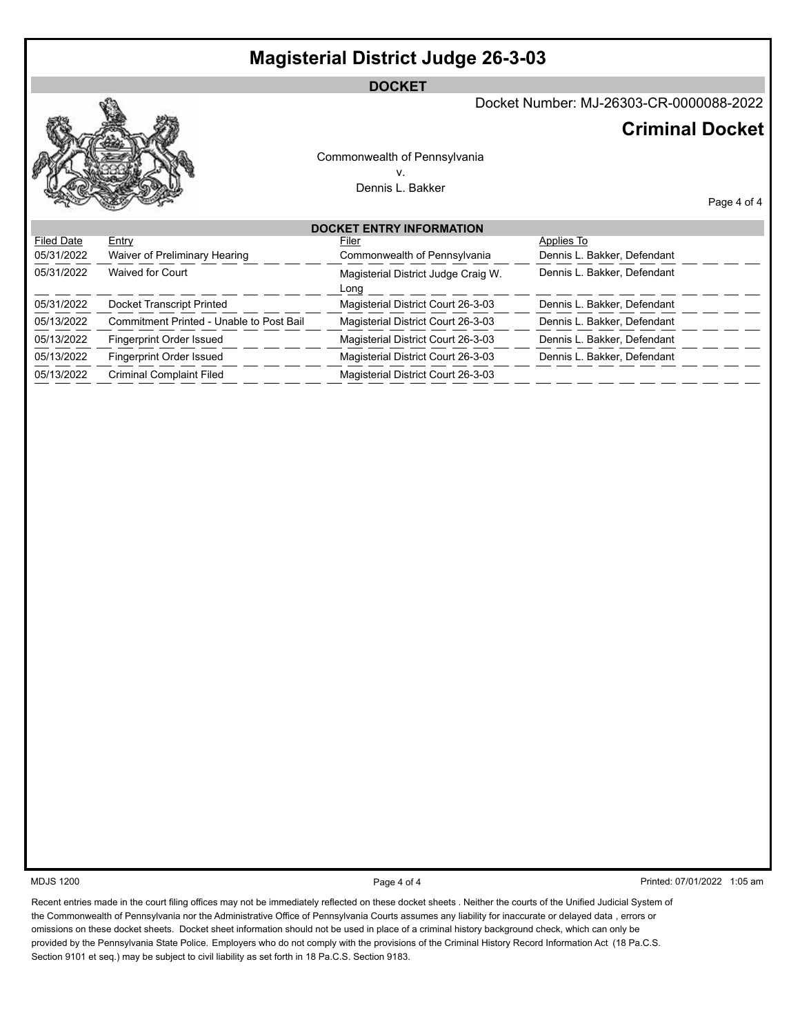# Magisterial District Judge 26-3-03

## DOCKET

Docket Number: MJ-26303-CR-0000088-2022

## Criminal Docket

Commonwealth of Pennsylvania
v.
Dennis L. Bakker

### DOCKET ENTRY INFORMATION

| Filed Date | Entry | Filer | Applies To |
|---|---|---|---|
| 05/31/2022 | Waiver of Preliminary Hearing | Commonwealth of Pennsylvania | Dennis L. Bakker, Defendant |
| 05/31/2022 | Waived for Court | Magisterial District Judge Craig W. Long | Dennis L. Bakker, Defendant |
| 05/31/2022 | Docket Transcript Printed | Magisterial District Court 26-3-03 | Dennis L. Bakker, Defendant |
| 05/13/2022 | Commitment Printed - Unable to Post Bail | Magisterial District Court 26-3-03 | Dennis L. Bakker, Defendant |
| 05/13/2022 | Fingerprint Order Issued | Magisterial District Court 26-3-03 | Dennis L. Bakker, Defendant |
| 05/13/2022 | Fingerprint Order Issued | Magisterial District Court 26-3-03 | Dennis L. Bakker, Defendant |
| 05/13/2022 | Criminal Complaint Filed | Magisterial District Court 26-3-03 | |

MDJS 1200

Printed: 07/01/2022 1:05 am

Recent entries made in the court filing offices may not be immediately reflected on these docket sheets . Neither the courts of the Unified Judicial System of the Commonwealth of Pennsylvania nor the Administrative Office of Pennsylvania Courts assumes any liability for inaccurate or delayed data , errors or omissions on these docket sheets. Docket sheet information should not be used in place of a criminal history background check, which can only be provided by the Pennsylvania State Police. Employers who do not comply with the provisions of the Criminal History Record Information Act (18 Pa.C.S. Section 9101 et seq.) may be subject to civil liability as set forth in 18 Pa.C.S. Section 9183.